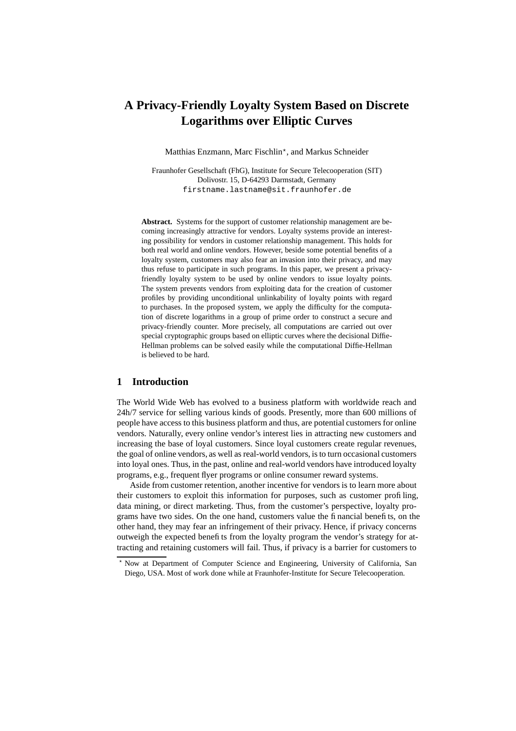# A Privacy-Friendly Loyalty System Based on Discrete Logarithms over Elliptic Curves

Matthias Enzmann, Marc Fischlin*, and Markus Schneider

Fraunhofer Gesellschaft (FhG), Institute for Secure Telecooperation (SIT)
Dolivostr. 15, D-64293 Darmstadt, Germany
`firstname.lastname@sit.fraunhofer.de`

**Abstract.** Systems for the support of customer relationship management are becoming increasingly attractive for vendors. Loyalty systems provide an interesting possibility for vendors in customer relationship management. This holds for both real world and online vendors. However, beside some potential benefits of a loyalty system, customers may also fear an invasion into their privacy, and may thus refuse to participate in such programs. In this paper, we present a privacy-friendly loyalty system to be used by online vendors to issue loyalty points. The system prevents vendors from exploiting data for the creation of customer profiles by providing unconditional unlinkability of loyalty points with regard to purchases. In the proposed system, we apply the difficulty for the computation of discrete logarithms in a group of prime order to construct a secure and privacy-friendly counter. More precisely, all computations are carried out over special cryptographic groups based on elliptic curves where the decisional Diffie-Hellman problems can be solved easily while the computational Diffie-Hellman is believed to be hard.

## 1 Introduction

The World Wide Web has evolved to a business platform with worldwide reach and 24h/7 service for selling various kinds of goods. Presently, more than 600 millions of people have access to this business platform and thus, are potential customers for online vendors. Naturally, every online vendor's interest lies in attracting new customers and increasing the base of loyal customers. Since loyal customers create regular revenues, the goal of online vendors, as well as real-world vendors, is to turn occasional customers into loyal ones. Thus, in the past, online and real-world vendors have introduced loyalty programs, e.g., frequent flyer programs or online consumer reward systems.

Aside from customer retention, another incentive for vendors is to learn more about their customers to exploit this information for purposes, such as customer profiling, data mining, or direct marketing. Thus, from the customer's perspective, loyalty programs have two sides. On the one hand, customers value the financial benefits, on the other hand, they may fear an infringement of their privacy. Hence, if privacy concerns outweigh the expected benefits from the loyalty program the vendor's strategy for attracting and retaining customers will fail. Thus, if privacy is a barrier for customers to

* Now at Department of Computer Science and Engineering, University of California, San Diego, USA. Most of work done while at Fraunhofer-Institute for Secure Telecooperation.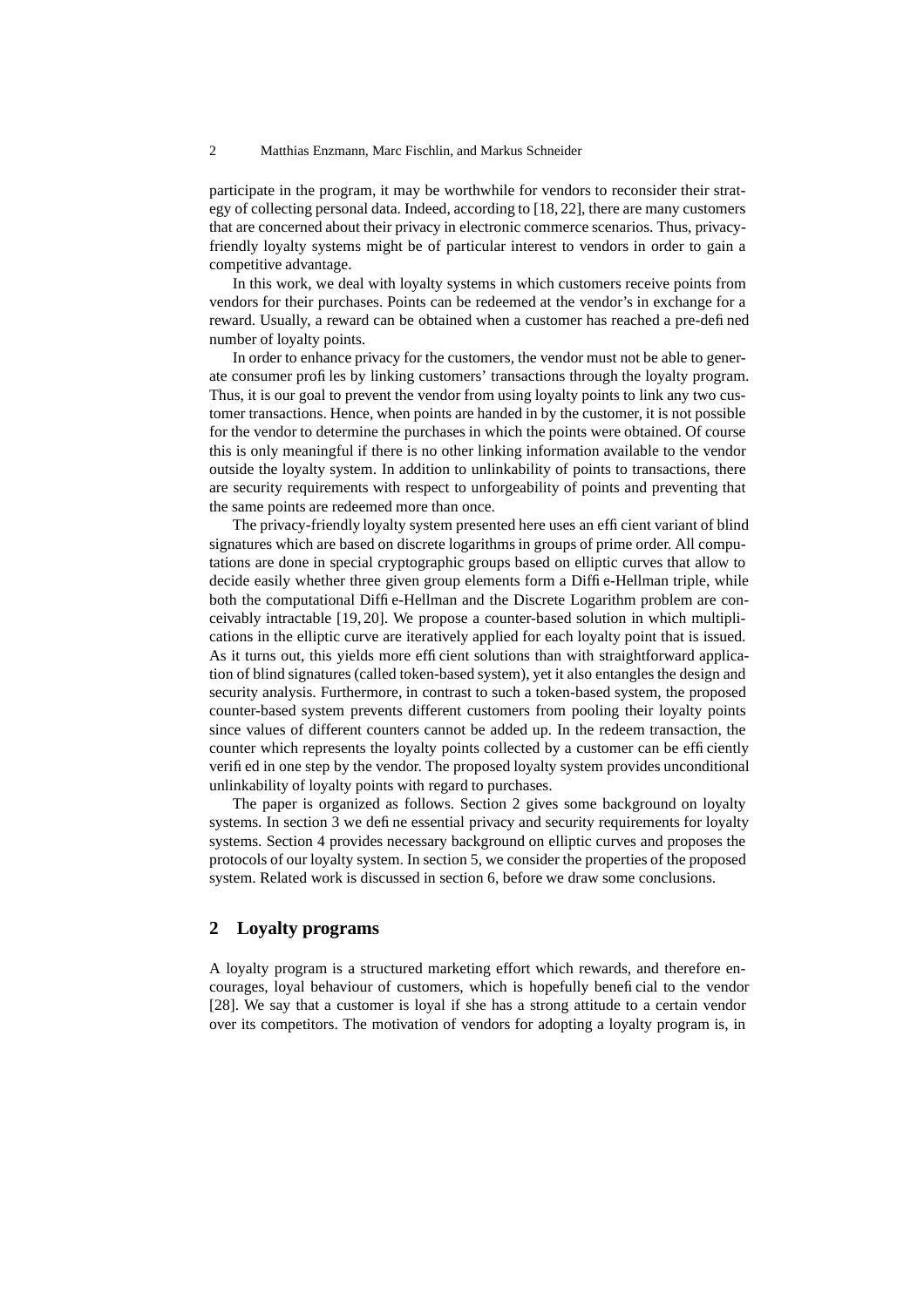participate in the program, it may be worthwhile for vendors to reconsider their strategy of collecting personal data. Indeed, according to [18, 22], there are many customers that are concerned about their privacy in electronic commerce scenarios. Thus, privacy-friendly loyalty systems might be of particular interest to vendors in order to gain a competitive advantage.

In this work, we deal with loyalty systems in which customers receive points from vendors for their purchases. Points can be redeemed at the vendor's in exchange for a reward. Usually, a reward can be obtained when a customer has reached a pre-defined number of loyalty points.

In order to enhance privacy for the customers, the vendor must not be able to generate consumer profiles by linking customers' transactions through the loyalty program. Thus, it is our goal to prevent the vendor from using loyalty points to link any two customer transactions. Hence, when points are handed in by the customer, it is not possible for the vendor to determine the purchases in which the points were obtained. Of course this is only meaningful if there is no other linking information available to the vendor outside the loyalty system. In addition to unlinkability of points to transactions, there are security requirements with respect to unforgeability of points and preventing that the same points are redeemed more than once.

The privacy-friendly loyalty system presented here uses an efficient variant of blind signatures which are based on discrete logarithms in groups of prime order. All computations are done in special cryptographic groups based on elliptic curves that allow to decide easily whether three given group elements form a Diffie-Hellman triple, while both the computational Diffie-Hellman and the Discrete Logarithm problem are conceivably intractable [19, 20]. We propose a counter-based solution in which multiplications in the elliptic curve are iteratively applied for each loyalty point that is issued. As it turns out, this yields more efficient solutions than with straightforward application of blind signatures (called token-based system), yet it also entangles the design and security analysis. Furthermore, in contrast to such a token-based system, the proposed counter-based system prevents different customers from pooling their loyalty points since values of different counters cannot be added up. In the redeem transaction, the counter which represents the loyalty points collected by a customer can be efficiently verified in one step by the vendor. The proposed loyalty system provides unconditional unlinkability of loyalty points with regard to purchases.

The paper is organized as follows. Section 2 gives some background on loyalty systems. In section 3 we define essential privacy and security requirements for loyalty systems. Section 4 provides necessary background on elliptic curves and proposes the protocols of our loyalty system. In section 5, we consider the properties of the proposed system. Related work is discussed in section 6, before we draw some conclusions.

## 2 Loyalty programs

A loyalty program is a structured marketing effort which rewards, and therefore encourages, loyal behaviour of customers, which is hopefully beneficial to the vendor [28]. We say that a customer is loyal if she has a strong attitude to a certain vendor over its competitors. The motivation of vendors for adopting a loyalty program is, in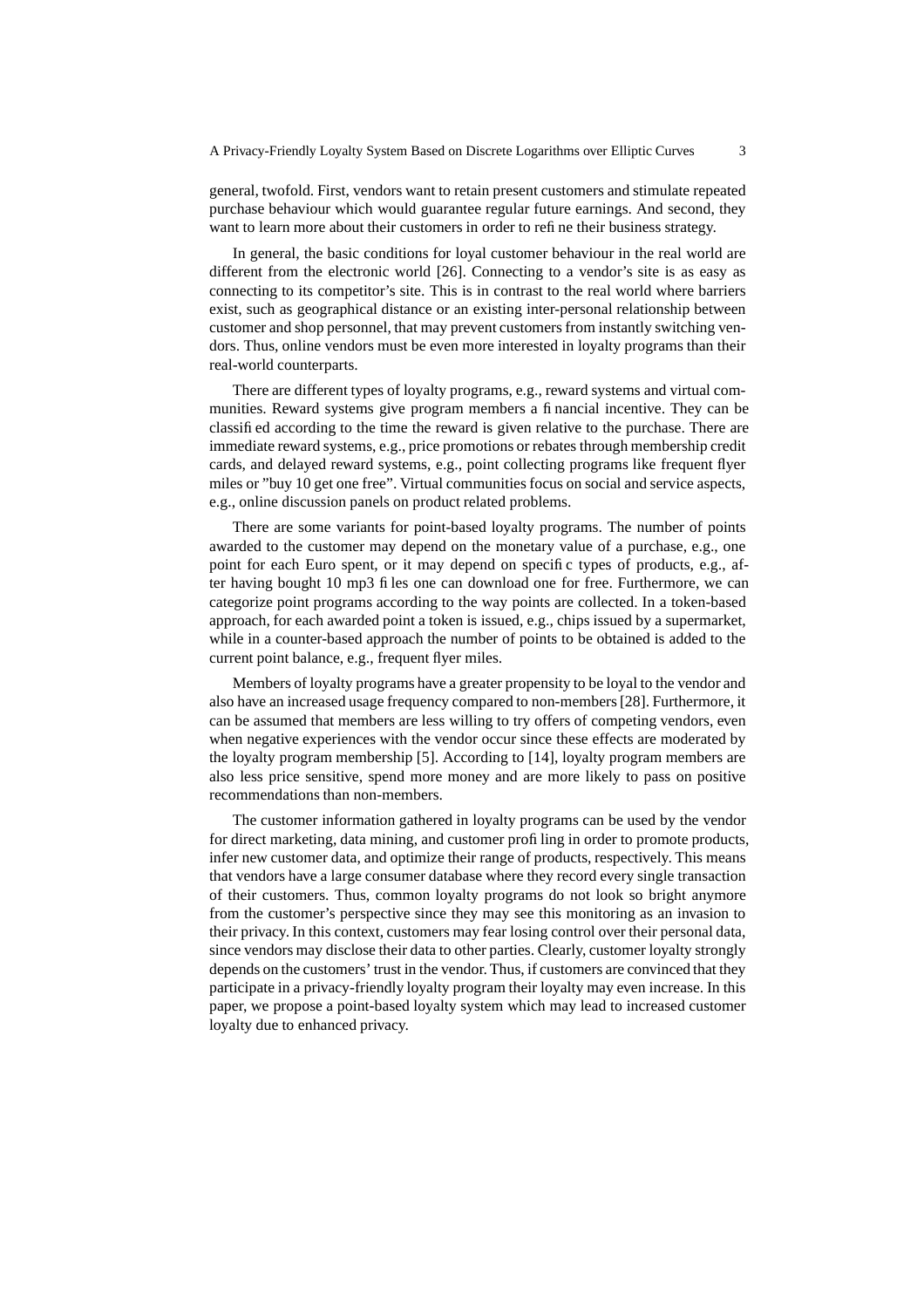general, twofold. First, vendors want to retain present customers and stimulate repeated purchase behaviour which would guarantee regular future earnings. And second, they want to learn more about their customers in order to refine their business strategy.

In general, the basic conditions for loyal customer behaviour in the real world are different from the electronic world [26]. Connecting to a vendor's site is as easy as connecting to its competitor's site. This is in contrast to the real world where barriers exist, such as geographical distance or an existing inter-personal relationship between customer and shop personnel, that may prevent customers from instantly switching vendors. Thus, online vendors must be even more interested in loyalty programs than their real-world counterparts.

There are different types of loyalty programs, e.g., reward systems and virtual communities. Reward systems give program members a financial incentive. They can be classified according to the time the reward is given relative to the purchase. There are immediate reward systems, e.g., price promotions or rebates through membership credit cards, and delayed reward systems, e.g., point collecting programs like frequent flyer miles or "buy 10 get one free". Virtual communities focus on social and service aspects, e.g., online discussion panels on product related problems.

There are some variants for point-based loyalty programs. The number of points awarded to the customer may depend on the monetary value of a purchase, e.g., one point for each Euro spent, or it may depend on specific types of products, e.g., after having bought 10 mp3 files one can download one for free. Furthermore, we can categorize point programs according to the way points are collected. In a token-based approach, for each awarded point a token is issued, e.g., chips issued by a supermarket, while in a counter-based approach the number of points to be obtained is added to the current point balance, e.g., frequent flyer miles.

Members of loyalty programs have a greater propensity to be loyal to the vendor and also have an increased usage frequency compared to non-members [28]. Furthermore, it can be assumed that members are less willing to try offers of competing vendors, even when negative experiences with the vendor occur since these effects are moderated by the loyalty program membership [5]. According to [14], loyalty program members are also less price sensitive, spend more money and are more likely to pass on positive recommendations than non-members.

The customer information gathered in loyalty programs can be used by the vendor for direct marketing, data mining, and customer profiling in order to promote products, infer new customer data, and optimize their range of products, respectively. This means that vendors have a large consumer database where they record every single transaction of their customers. Thus, common loyalty programs do not look so bright anymore from the customer's perspective since they may see this monitoring as an invasion to their privacy. In this context, customers may fear losing control over their personal data, since vendors may disclose their data to other parties. Clearly, customer loyalty strongly depends on the customers' trust in the vendor. Thus, if customers are convinced that they participate in a privacy-friendly loyalty program their loyalty may even increase. In this paper, we propose a point-based loyalty system which may lead to increased customer loyalty due to enhanced privacy.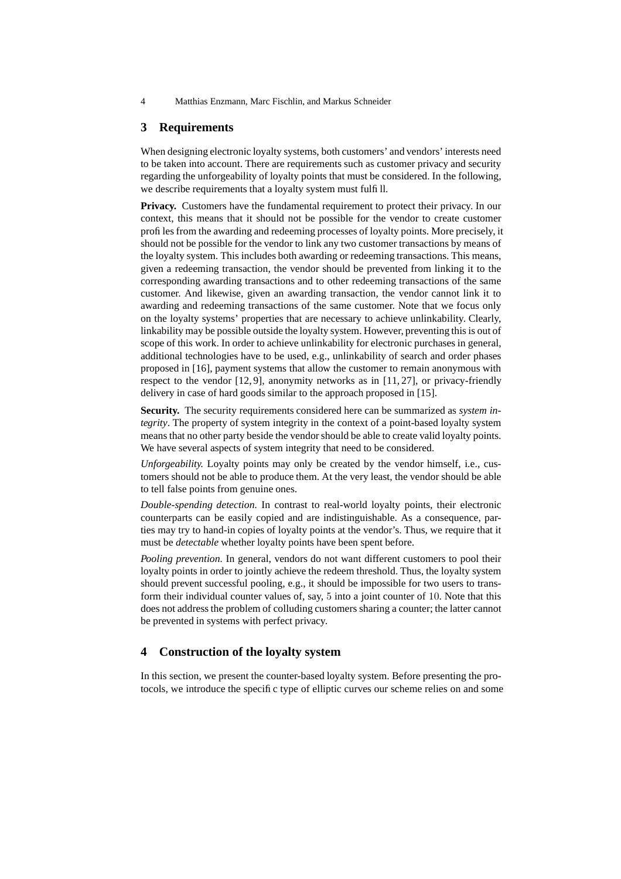## 3 Requirements

When designing electronic loyalty systems, both customers' and vendors' interests need to be taken into account. There are requirements such as customer privacy and security regarding the unforgeability of loyalty points that must be considered. In the following, we describe requirements that a loyalty system must fulfill.

**Privacy.** Customers have the fundamental requirement to protect their privacy. In our context, this means that it should not be possible for the vendor to create customer profiles from the awarding and redeeming processes of loyalty points. More precisely, it should not be possible for the vendor to link any two customer transactions by means of the loyalty system. This includes both awarding or redeeming transactions. This means, given a redeeming transaction, the vendor should be prevented from linking it to the corresponding awarding transactions and to other redeeming transactions of the same customer. And likewise, given an awarding transaction, the vendor cannot link it to awarding and redeeming transactions of the same customer. Note that we focus only on the loyalty systems' properties that are necessary to achieve unlinkability. Clearly, linkability may be possible outside the loyalty system. However, preventing this is out of scope of this work. In order to achieve unlinkability for electronic purchases in general, additional technologies have to be used, e.g., unlinkability of search and order phases proposed in [16], payment systems that allow the customer to remain anonymous with respect to the vendor [12, 9], anonymity networks as in [11, 27], or privacy-friendly delivery in case of hard goods similar to the approach proposed in [15].

**Security.** The security requirements considered here can be summarized as *system integrity*. The property of system integrity in the context of a point-based loyalty system means that no other party beside the vendor should be able to create valid loyalty points. We have several aspects of system integrity that need to be considered.

*Unforgeability.* Loyalty points may only be created by the vendor himself, i.e., customers should not be able to produce them. At the very least, the vendor should be able to tell false points from genuine ones.

*Double-spending detection.* In contrast to real-world loyalty points, their electronic counterparts can be easily copied and are indistinguishable. As a consequence, parties may try to hand-in copies of loyalty points at the vendor's. Thus, we require that it must be *detectable* whether loyalty points have been spent before.

*Pooling prevention.* In general, vendors do not want different customers to pool their loyalty points in order to jointly achieve the redeem threshold. Thus, the loyalty system should prevent successful pooling, e.g., it should be impossible for two users to transform their individual counter values of, say, $5$ into a joint counter of $10$. Note that this does not address the problem of colluding customers sharing a counter; the latter cannot be prevented in systems with perfect privacy.

## 4 Construction of the loyalty system

In this section, we present the counter-based loyalty system. Before presenting the protocols, we introduce the specific type of elliptic curves our scheme relies on and some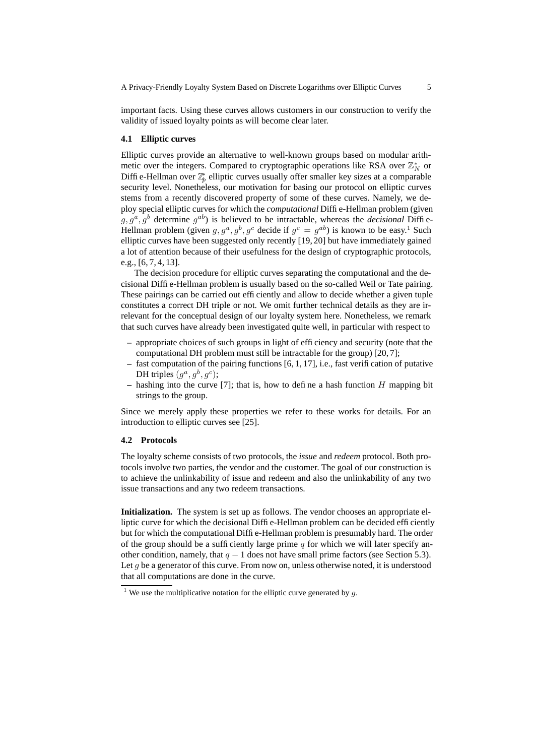important facts. Using these curves allows customers in our construction to verify the validity of issued loyalty points as will become clear later.

### 4.1 Elliptic curves

Elliptic curves provide an alternative to well-known groups based on modular arithmetic over the integers. Compared to cryptographic operations like RSA over $\mathbb{Z}_N^*$ or Diffie-Hellman over $\mathbb{Z}_p^*$ elliptic curves usually offer smaller key sizes at a comparable security level. Nonetheless, our motivation for basing our protocol on elliptic curves stems from a recently discovered property of some of these curves. Namely, we deploy special elliptic curves for which the *computational* Diffie-Hellman problem (given $g, g^a, g^b$ determine $g^{ab}$) is believed to be intractable, whereas the *decisional* Diffie-Hellman problem (given $g, g^a, g^b, g^c$ decide if $g^c = g^{ab}$) is known to be easy.[1] Such elliptic curves have been suggested only recently [19, 20] but have immediately gained a lot of attention because of their usefulness for the design of cryptographic protocols, e.g., [6, 7, 4, 13].

The decision procedure for elliptic curves separating the computational and the decisional Diffie-Hellman problem is usually based on the so-called Weil or Tate pairing. These pairings can be carried out efficiently and allow to decide whether a given tuple constitutes a correct DH triple or not. We omit further technical details as they are irrelevant for the conceptual design of our loyalty system here. Nonetheless, we remark that such curves have already been investigated quite well, in particular with respect to

- appropriate choices of such groups in light of efficiency and security (note that the computational DH problem must still be intractable for the group) [20, 7];
- fast computation of the pairing functions [6, 1, 17], i.e., fast verification of putative DH triples $(g^a, g^b, g^c)$;
- hashing into the curve [7]; that is, how to define a hash function $H$ mapping bit strings to the group.

Since we merely apply these properties we refer to these works for details. For an introduction to elliptic curves see [25].

### 4.2 Protocols

The loyalty scheme consists of two protocols, the *issue* and *redeem* protocol. Both protocols involve two parties, the vendor and the customer. The goal of our construction is to achieve the unlinkability of issue and redeem and also the unlinkability of any two issue transactions and any two redeem transactions.

**Initialization.** The system is set up as follows. The vendor chooses an appropriate elliptic curve for which the decisional Diffie-Hellman problem can be decided efficiently but for which the computational Diffie-Hellman problem is presumably hard. The order of the group should be a sufficiently large prime $q$ for which we will later specify another condition, namely, that $q - 1$ does not have small prime factors (see Section 5.3). Let $g$ be a generator of this curve. From now on, unless otherwise noted, it is understood that all computations are done in the curve.

[1] We use the multiplicative notation for the elliptic curve generated by $g$.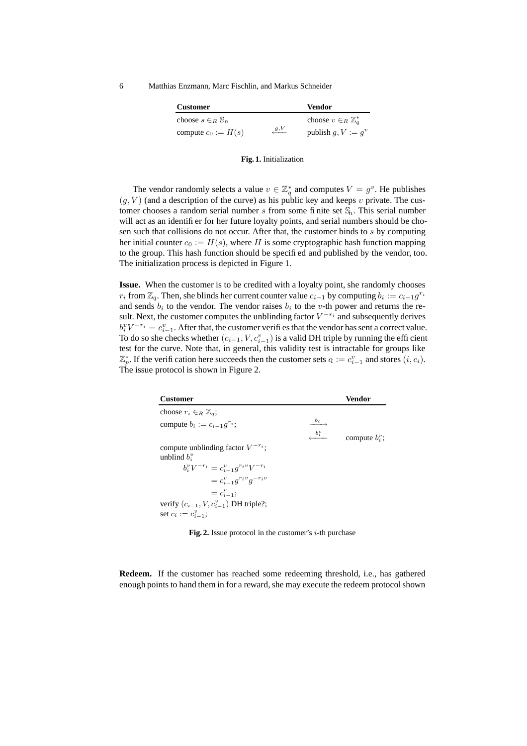| **Customer** | | **Vendor** |
|---|---|---|
| choose $s \in_R \mathbb{S}_n$ | | choose $v \in_R \mathbb{Z}_q^*$ |
| compute $c_0 := H(s)$ | $\xleftarrow{g,V}$ | publish $g, V := g^v$ |

**Fig. 1.** Initialization

The vendor randomly selects a value $v \in \mathbb{Z}_q^*$ and computes $V = g^v$. He publishes $(g, V)$ (and a description of the curve) as his public key and keeps $v$ private. The customer chooses a random serial number $s$ from some finite set $\mathbb{S}_n$. This serial number will act as an identifier for her future loyalty points, and serial numbers should be chosen such that collisions do not occur. After that, the customer binds to $s$ by computing her initial counter $c_0 := H(s)$, where $H$ is some cryptographic hash function mapping to the group. This hash function should be specified and published by the vendor, too. The initialization process is depicted in Figure 1.

**Issue.** When the customer is to be credited with a loyalty point, she randomly chooses $r_i$ from $\mathbb{Z}_q$. Then, she blinds her current counter value $c_{i-1}$ by computing $b_i := c_{i-1}g^{r_i}$ and sends $b_i$ to the vendor. The vendor raises $b_i$ to the $v$-th power and returns the result. Next, the customer computes the unblinding factor $V^{-r_i}$ and subsequently derives $b_i^v V^{-r_i} = c_{i-1}^v$. After that, the customer verifies that the vendor has sent a correct value. To do so she checks whether $(c_{i-1}, V, c_{i-1}^v)$ is a valid DH triple by running the efficient test for the curve. Note that, in general, this validity test is intractable for groups like $\mathbb{Z}_p^*$. If the verification here succeeds then the customer sets $c_i := c_{i-1}^v$ and stores $(i, c_i)$. The issue protocol is shown in Figure 2.

| **Customer** | | **Vendor** |
|---|---|---|
| choose $r_i \in_R \mathbb{Z}_q$; | | |
| compute $b_i := c_{i-1}g^{r_i}$; | $\xrightarrow{b_i}$ | |
| | $\xleftarrow{b_i^v}$ | compute $b_i^v$; |
| compute unblinding factor $V^{-r_i}$; | | |
| unblind $b_i^v$ | | |
| $b_i^v V^{-r_i} = c_{i-1}^v g^{r_i v} V^{-r_i}$ | | |
| $= c_{i-1}^v g^{r_i v} g^{-r_i v}$ | | |
| $= c_{i-1}^v$; | | |
| verify $(c_{i-1}, V, c_{i-1}^v)$ DH triple?; | | |
| set $c_i := c_{i-1}^v$; | | |

**Fig. 2.** Issue protocol in the customer's $i$-th purchase

**Redeem.** If the customer has reached some redeeming threshold, i.e., has gathered enough points to hand them in for a reward, she may execute the redeem protocol shown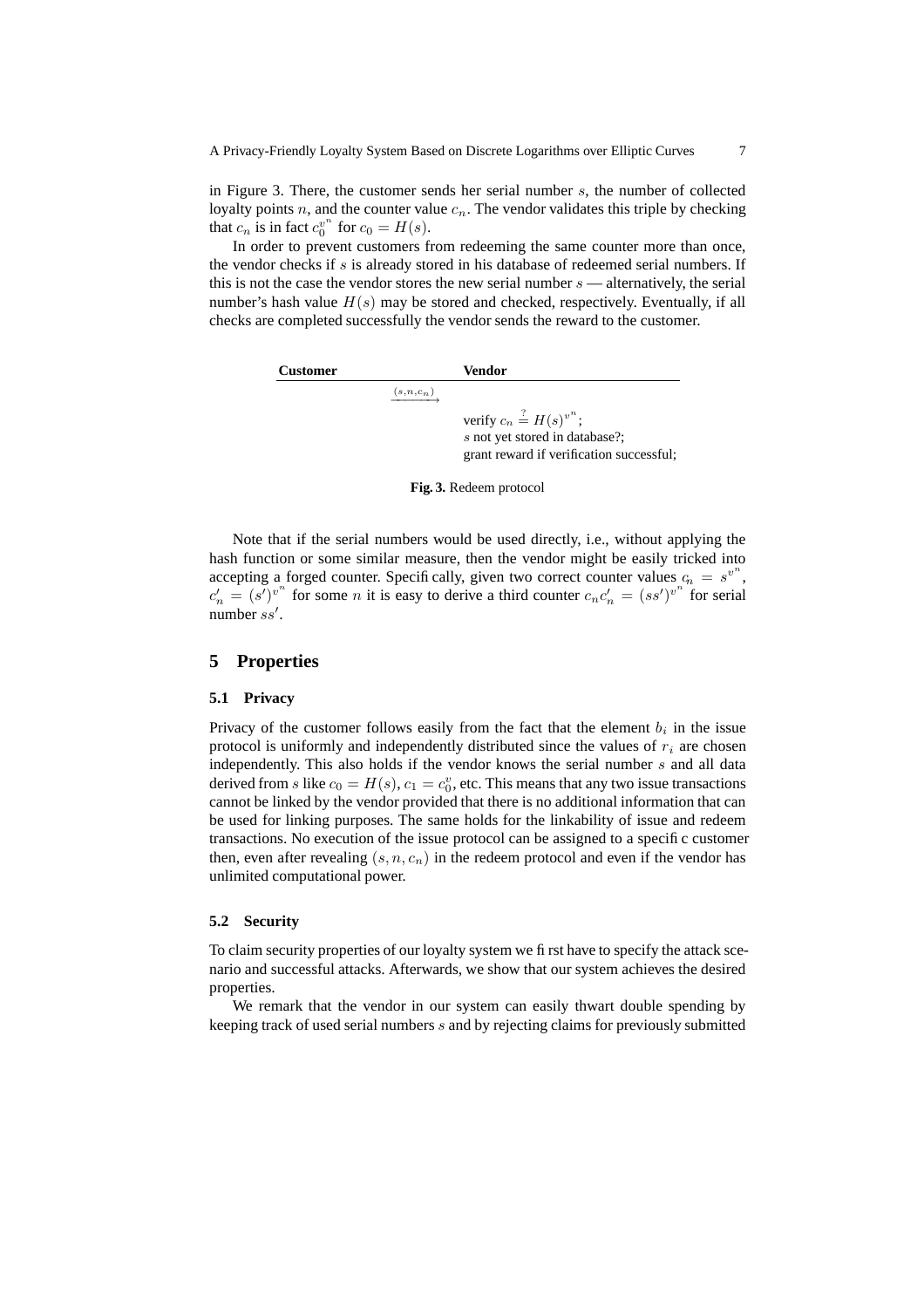in Figure 3. There, the customer sends her serial number $s$, the number of collected loyalty points $n$, and the counter value $c_n$. The vendor validates this triple by checking that $c_n$ is in fact $c_0^{v^n}$ for $c_0 = H(s)$.

In order to prevent customers from redeeming the same counter more than once, the vendor checks if $s$ is already stored in his database of redeemed serial numbers. If this is not the case the vendor stores the new serial number $s$ — alternatively, the serial number's hash value $H(s)$ may be stored and checked, respectively. Eventually, if all checks are completed successfully the vendor sends the reward to the customer.

| **Customer** | | **Vendor** |
|---|---|---|
| | $\xrightarrow{(s,n,c_n)}$ | |
| | | verify $c_n \stackrel{?}{=} H(s)^{v^n}$; |
| | | $s$ not yet stored in database?; |
| | | grant reward if verification successful; |

**Fig. 3.** Redeem protocol

Note that if the serial numbers would be used directly, i.e., without applying the hash function or some similar measure, then the vendor might be easily tricked into accepting a forged counter. Specifically, given two correct counter values $c_n = s^{v^n}$, $c'_n = (s')^{v^n}$ for some $n$ it is easy to derive a third counter $c_n c'_n = (ss')^{v^n}$ for serial number $ss'$.

# 5 Properties

## 5.1 Privacy

Privacy of the customer follows easily from the fact that the element $b_i$ in the issue protocol is uniformly and independently distributed since the values of $r_i$ are chosen independently. This also holds if the vendor knows the serial number $s$ and all data derived from $s$ like $c_0 = H(s)$, $c_1 = c_0^v$, etc. This means that any two issue transactions cannot be linked by the vendor provided that there is no additional information that can be used for linking purposes. The same holds for the linkability of issue and redeem transactions. No execution of the issue protocol can be assigned to a specific customer then, even after revealing $(s, n, c_n)$ in the redeem protocol and even if the vendor has unlimited computational power.

## 5.2 Security

To claim security properties of our loyalty system we first have to specify the attack scenario and successful attacks. Afterwards, we show that our system achieves the desired properties.

We remark that the vendor in our system can easily thwart double spending by keeping track of used serial numbers $s$ and by rejecting claims for previously submitted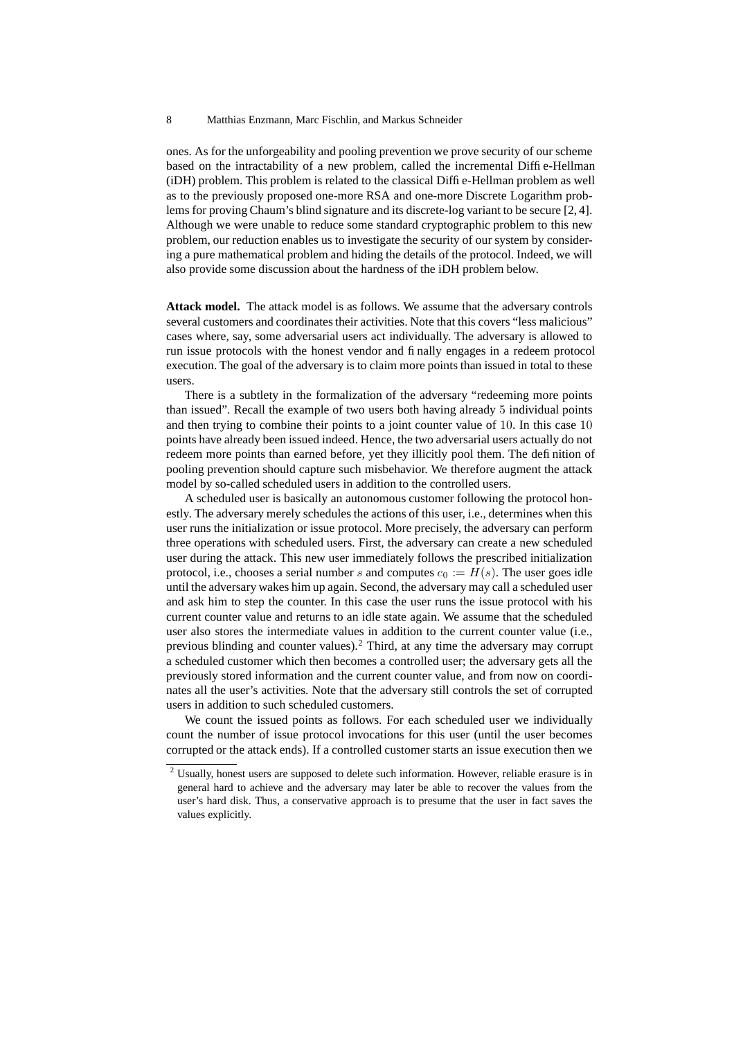ones. As for the unforgeability and pooling prevention we prove security of our scheme based on the intractability of a new problem, called the incremental Diffie-Hellman (iDH) problem. This problem is related to the classical Diffie-Hellman problem as well as to the previously proposed one-more RSA and one-more Discrete Logarithm problems for proving Chaum's blind signature and its discrete-log variant to be secure [2, 4]. Although we were unable to reduce some standard cryptographic problem to this new problem, our reduction enables us to investigate the security of our system by considering a pure mathematical problem and hiding the details of the protocol. Indeed, we will also provide some discussion about the hardness of the iDH problem below.

**Attack model.** The attack model is as follows. We assume that the adversary controls several customers and coordinates their activities. Note that this covers "less malicious" cases where, say, some adversarial users act individually. The adversary is allowed to run issue protocols with the honest vendor and finally engages in a redeem protocol execution. The goal of the adversary is to claim more points than issued in total to these users.

There is a subtlety in the formalization of the adversary "redeeming more points than issued". Recall the example of two users both having already $5$ individual points and then trying to combine their points to a joint counter value of $10$. In this case $10$ points have already been issued indeed. Hence, the two adversarial users actually do not redeem more points than earned before, yet they illicitly pool them. The definition of pooling prevention should capture such misbehavior. We therefore augment the attack model by so-called scheduled users in addition to the controlled users.

A scheduled user is basically an autonomous customer following the protocol honestly. The adversary merely schedules the actions of this user, i.e., determines when this user runs the initialization or issue protocol. More precisely, the adversary can perform three operations with scheduled users. First, the adversary can create a new scheduled user during the attack. This new user immediately follows the prescribed initialization protocol, i.e., chooses a serial number $s$ and computes $c_0 := H(s)$. The user goes idle until the adversary wakes him up again. Second, the adversary may call a scheduled user and ask him to step the counter. In this case the user runs the issue protocol with his current counter value and returns to an idle state again. We assume that the scheduled user also stores the intermediate values in addition to the current counter value (i.e., previous blinding and counter values).[2] Third, at any time the adversary may corrupt a scheduled customer which then becomes a controlled user; the adversary gets all the previously stored information and the current counter value, and from now on coordinates all the user's activities. Note that the adversary still controls the set of corrupted users in addition to such scheduled customers.

We count the issued points as follows. For each scheduled user we individually count the number of issue protocol invocations for this user (until the user becomes corrupted or the attack ends). If a controlled customer starts an issue execution then we

[2] Usually, honest users are supposed to delete such information. However, reliable erasure is in general hard to achieve and the adversary may later be able to recover the values from the user's hard disk. Thus, a conservative approach is to presume that the user in fact saves the values explicitly.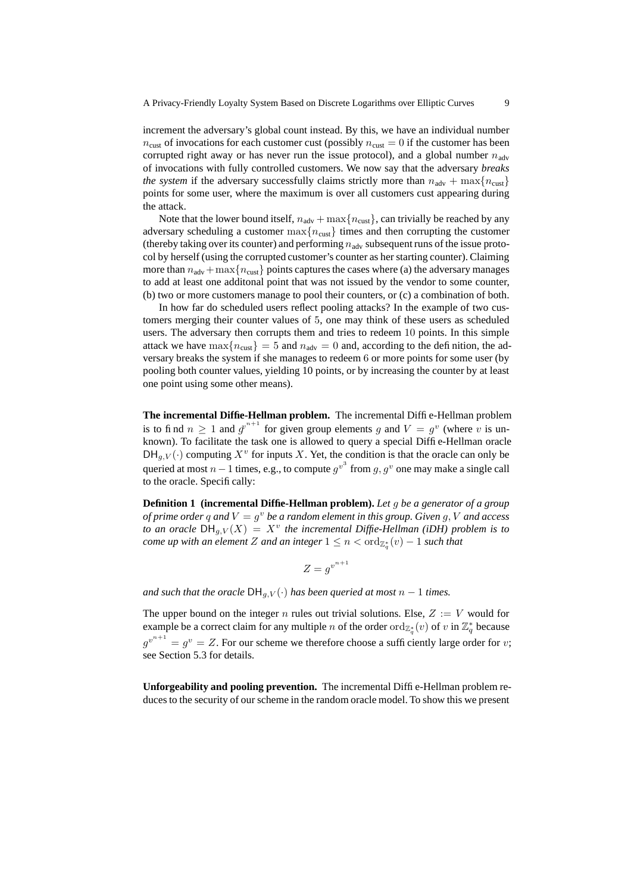increment the adversary's global count instead. By this, we have an individual number $n_{\text{cust}}$ of invocations for each customer cust (possibly $n_{\text{cust}} = 0$ if the customer has been corrupted right away or has never run the issue protocol), and a global number $n_{\text{adv}}$ of invocations with fully controlled customers. We now say that the adversary *breaks the system* if the adversary successfully claims strictly more than $n_{\text{adv}} + \max\{n_{\text{cust}}\}$ points for some user, where the maximum is over all customers cust appearing during the attack.

Note that the lower bound itself, $n_{\text{adv}} + \max\{n_{\text{cust}}\}$, can trivially be reached by any adversary scheduling a customer $\max\{n_{\text{cust}}\}$ times and then corrupting the customer (thereby taking over its counter) and performing $n_{\text{adv}}$ subsequent runs of the issue protocol by herself (using the corrupted customer's counter as her starting counter). Claiming more than $n_{\text{adv}} + \max\{n_{\text{cust}}\}$ points captures the cases where (a) the adversary manages to add at least one additonal point that was not issued by the vendor to some counter, (b) two or more customers manage to pool their counters, or (c) a combination of both.

In how far do scheduled users reflect pooling attacks? In the example of two customers merging their counter values of 5, one may think of these users as scheduled users. The adversary then corrupts them and tries to redeem 10 points. In this simple attack we have $\max\{n_{\text{cust}}\} = 5$ and $n_{\text{adv}} = 0$ and, according to the definition, the adversary breaks the system if she manages to redeem 6 or more points for some user (by pooling both counter values, yielding 10 points, or by increasing the counter by at least one point using some other means).

**The incremental Diffie-Hellman problem.** The incremental Diffie-Hellman problem is to find $n \geq 1$ and $g^{v^{n+1}}$ for given group elements $g$ and $V = g^v$ (where $v$ is unknown). To facilitate the task one is allowed to query a special Diffie-Hellman oracle $\mathsf{DH}_{g,V}(\cdot)$ computing $X^v$ for inputs $X$. Yet, the condition is that the oracle can only be queried at most $n-1$ times, e.g., to compute $g^{v^3}$ from $g, g^v$ one may make a single call to the oracle. Specifically:

**Definition 1 (incremental Diffie-Hellman problem).** *Let $g$ be a generator of a group of prime order $q$ and $V = g^v$ be a random element in this group. Given $g, V$ and access to an oracle $\mathsf{DH}_{g,V}(X) = X^v$ the incremental Diffie-Hellman (iDH) problem is to come up with an element $Z$ and an integer $1 \leq n < \mathrm{ord}_{\mathbb{Z}_q^*}(v) - 1$ such that*

$$Z = g^{v^{n+1}}$$

*and such that the oracle $\mathsf{DH}_{g,V}(\cdot)$ has been queried at most $n-1$ times.*

The upper bound on the integer $n$ rules out trivial solutions. Else, $Z := V$ would for example be a correct claim for any multiple $n$ of the order $\mathrm{ord}_{\mathbb{Z}_q^*}(v)$ of $v$ in $\mathbb{Z}_q^*$ because $g^{v^{n+1}} = g^v = Z$. For our scheme we therefore choose a sufficiently large order for $v$; see Section 5.3 for details.

**Unforgeability and pooling prevention.** The incremental Diffie-Hellman problem reduces to the security of our scheme in the random oracle model. To show this we present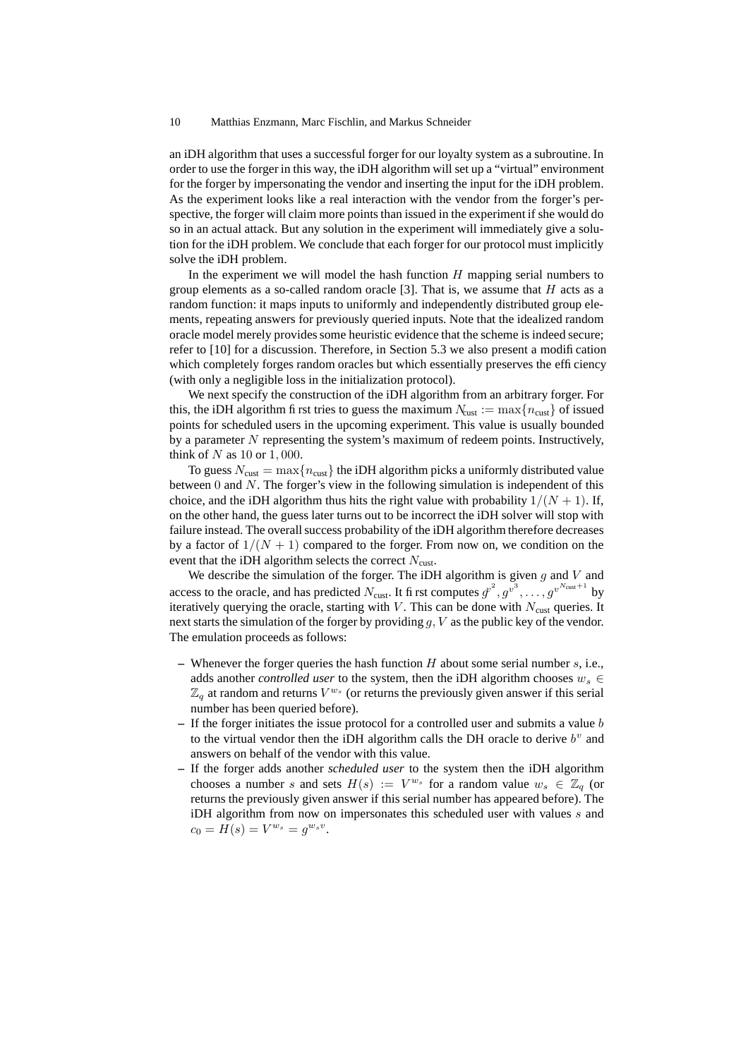an iDH algorithm that uses a successful forger for our loyalty system as a subroutine. In order to use the forger in this way, the iDH algorithm will set up a "virtual" environment for the forger by impersonating the vendor and inserting the input for the iDH problem. As the experiment looks like a real interaction with the vendor from the forger's perspective, the forger will claim more points than issued in the experiment if she would do so in an actual attack. But any solution in the experiment will immediately give a solution for the iDH problem. We conclude that each forger for our protocol must implicitly solve the iDH problem.

In the experiment we will model the hash function $H$ mapping serial numbers to group elements as a so-called random oracle [3]. That is, we assume that $H$ acts as a random function: it maps inputs to uniformly and independently distributed group elements, repeating answers for previously queried inputs. Note that the idealized random oracle model merely provides some heuristic evidence that the scheme is indeed secure; refer to [10] for a discussion. Therefore, in Section 5.3 we also present a modification which completely forges random oracles but which essentially preserves the efficiency (with only a negligible loss in the initialization protocol).

We next specify the construction of the iDH algorithm from an arbitrary forger. For this, the iDH algorithm first tries to guess the maximum $N_{\text{cust}} := \max\{n_{\text{cust}}\}$ of issued points for scheduled users in the upcoming experiment. This value is usually bounded by a parameter $N$ representing the system's maximum of redeem points. Instructively, think of $N$ as $10$ or $1,000$.

To guess $N_{\text{cust}} = \max\{n_{\text{cust}}\}$ the iDH algorithm picks a uniformly distributed value between $0$ and $N$. The forger's view in the following simulation is independent of this choice, and the iDH algorithm thus hits the right value with probability $1/(N+1)$. If, on the other hand, the guess later turns out to be incorrect the iDH solver will stop with failure instead. The overall success probability of the iDH algorithm therefore decreases by a factor of $1/(N+1)$ compared to the forger. From now on, we condition on the event that the iDH algorithm selects the correct $N_{\text{cust}}$.

We describe the simulation of the forger. The iDH algorithm is given $g$ and $V$ and access to the oracle, and has predicted $N_{\text{cust}}$. It first computes $g^{v^2}, g^{v^3}, \ldots, g^{v^{N_{\text{cust}}+1}}$ by iteratively querying the oracle, starting with $V$. This can be done with $N_{\text{cust}}$ queries. It next starts the simulation of the forger by providing $g, V$ as the public key of the vendor. The emulation proceeds as follows:

- Whenever the forger queries the hash function $H$ about some serial number $s$, i.e., adds another *controlled user* to the system, then the iDH algorithm chooses $w_s \in \mathbb{Z}_q$ at random and returns $V^{w_s}$ (or returns the previously given answer if this serial number has been queried before).
- If the forger initiates the issue protocol for a controlled user and submits a value $b$ to the virtual vendor then the iDH algorithm calls the DH oracle to derive $b^v$ and answers on behalf of the vendor with this value.
- If the forger adds another *scheduled user* to the system then the iDH algorithm chooses a number $s$ and sets $H(s) := V^{w_s}$ for a random value $w_s \in \mathbb{Z}_q$ (or returns the previously given answer if this serial number has appeared before). The iDH algorithm from now on impersonates this scheduled user with values $s$ and $c_0 = H(s) = V^{w_s} = g^{w_s v}$.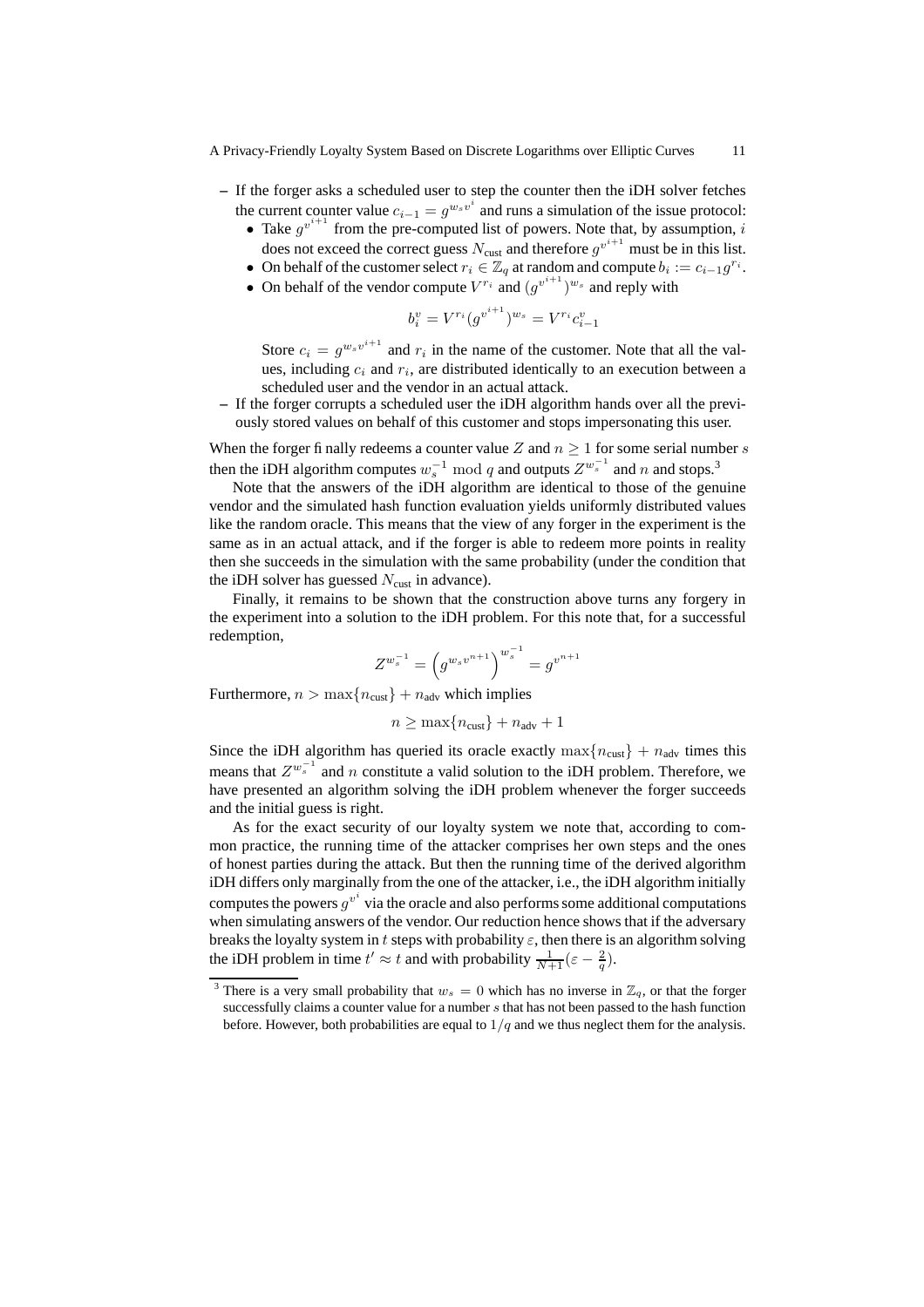– If the forger asks a scheduled user to step the counter then the iDH solver fetches the current counter value $c_{i-1} = g^{w_s v^i}$ and runs a simulation of the issue protocol:
  - Take $g^{v^{i+1}}$ from the pre-computed list of powers. Note that, by assumption, $i$ does not exceed the correct guess $N_{\text{cust}}$ and therefore $g^{v^{i+1}}$ must be in this list.
  - On behalf of the customer select $r_i \in \mathbb{Z}_q$ at random and compute $b_i := c_{i-1} g^{r_i}$.
  - On behalf of the vendor compute $V^{r_i}$ and $(g^{v^{i+1}})^{w_s}$ and reply with

$$b_i^v = V^{r_i} (g^{v^{i+1}})^{w_s} = V^{r_i} c_{i-1}^v$$

  Store $c_i = g^{w_s v^{i+1}}$ and $r_i$ in the name of the customer. Note that all the values, including $c_i$ and $r_i$, are distributed identically to an execution between a scheduled user and the vendor in an actual attack.

– If the forger corrupts a scheduled user the iDH algorithm hands over all the previously stored values on behalf of this customer and stops impersonating this user.

When the forger finally redeems a counter value $Z$ and $n \geq 1$ for some serial number $s$ then the iDH algorithm computes $w_s^{-1} \bmod q$ and outputs $Z^{w_s^{-1}}$ and $n$ and stops.[3]

Note that the answers of the iDH algorithm are identical to those of the genuine vendor and the simulated hash function evaluation yields uniformly distributed values like the random oracle. This means that the view of any forger in the experiment is the same as in an actual attack, and if the forger is able to redeem more points in reality then she succeeds in the simulation with the same probability (under the condition that the iDH solver has guessed $N_{\text{cust}}$ in advance).

Finally, it remains to be shown that the construction above turns any forgery in the experiment into a solution to the iDH problem. For this note that, for a successful redemption,

$$Z^{w_s^{-1}} = \left(g^{w_s v^{n+1}}\right)^{w_s^{-1}} = g^{v^{n+1}}$$

Furthermore, $n > \max\{n_{\text{cust}}\} + n_{\text{adv}}$ which implies

$$n \geq \max\{n_{\text{cust}}\} + n_{\text{adv}} + 1$$

Since the iDH algorithm has queried its oracle exactly $\max\{n_{\text{cust}}\} + n_{\text{adv}}$ times this means that $Z^{w_s^{-1}}$ and $n$ constitute a valid solution to the iDH problem. Therefore, we have presented an algorithm solving the iDH problem whenever the forger succeeds and the initial guess is right.

As for the exact security of our loyalty system we note that, according to common practice, the running time of the attacker comprises her own steps and the ones of honest parties during the attack. But then the running time of the derived algorithm iDH differs only marginally from the one of the attacker, i.e., the iDH algorithm initially computes the powers $g^{v^i}$ via the oracle and also performs some additional computations when simulating answers of the vendor. Our reduction hence shows that if the adversary breaks the loyalty system in $t$ steps with probability $\varepsilon$, then there is an algorithm solving the iDH problem in time $t' \approx t$ and with probability $\frac{1}{N+1}(\varepsilon - \frac{2}{q})$.

[3] There is a very small probability that $w_s = 0$ which has no inverse in $\mathbb{Z}_q$, or that the forger successfully claims a counter value for a number $s$ that has not been passed to the hash function before. However, both probabilities are equal to $1/q$ and we thus neglect them for the analysis.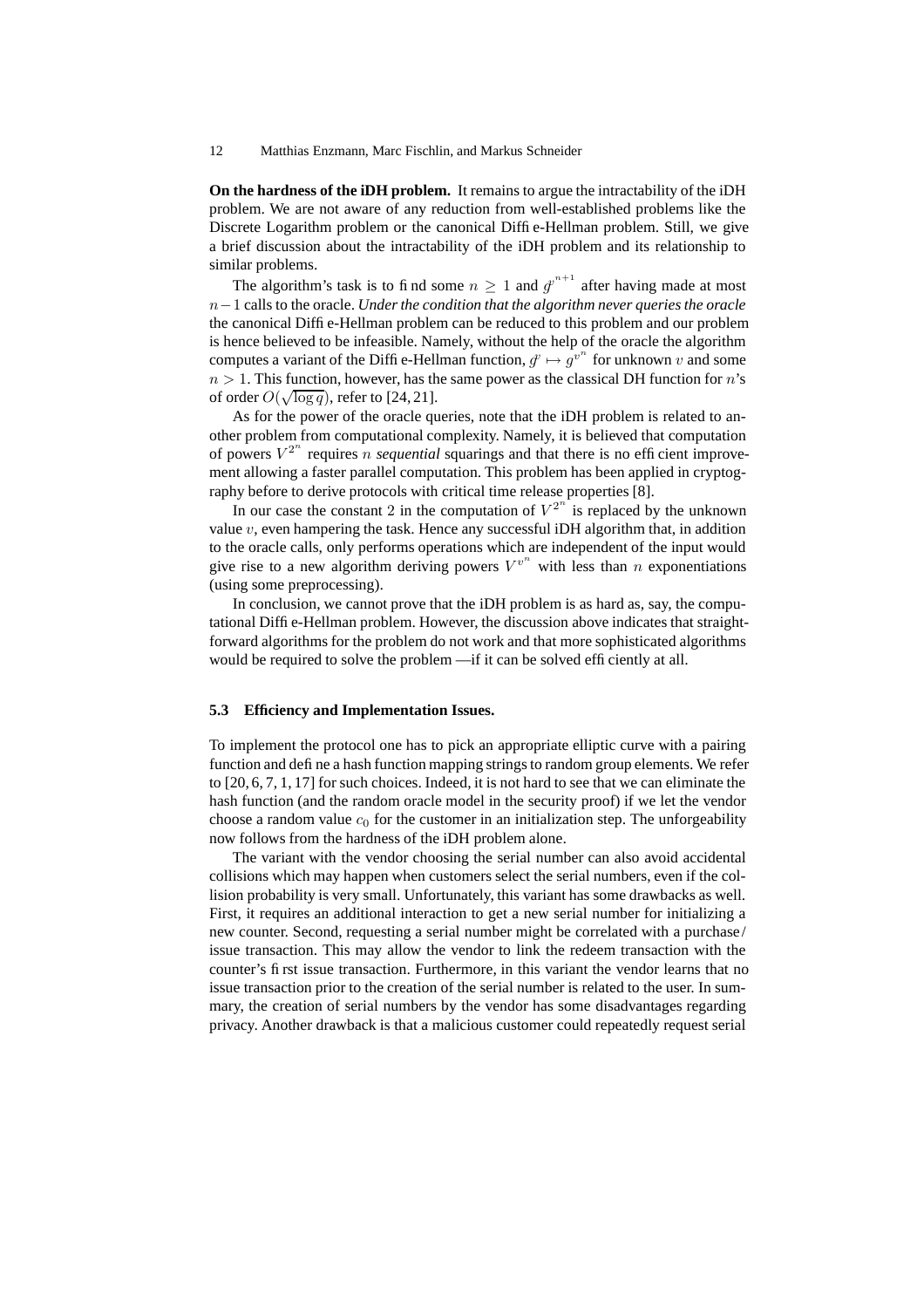**On the hardness of the iDH problem.** It remains to argue the intractability of the iDH problem. We are not aware of any reduction from well-established problems like the Discrete Logarithm problem or the canonical Diffie-Hellman problem. Still, we give a brief discussion about the intractability of the iDH problem and its relationship to similar problems.

The algorithm's task is to find some $n \geq 1$ and $g^{v^{n+1}}$ after having made at most $n-1$ calls to the oracle. *Under the condition that the algorithm never queries the oracle* the canonical Diffie-Hellman problem can be reduced to this problem and our problem is hence believed to be infeasible. Namely, without the help of the oracle the algorithm computes a variant of the Diffie-Hellman function, $g^v \mapsto g^{v^n}$ for unknown $v$ and some $n > 1$. This function, however, has the same power as the classical DH function for $n$'s of order $O(\sqrt{\log q})$, refer to [24, 21].

As for the power of the oracle queries, note that the iDH problem is related to another problem from computational complexity. Namely, it is believed that computation of powers $V^{2^n}$ requires $n$ *sequential* squarings and that there is no efficient improvement allowing a faster parallel computation. This problem has been applied in cryptography before to derive protocols with critical time release properties [8].

In our case the constant 2 in the computation of $V^{2^n}$ is replaced by the unknown value $v$, even hampering the task. Hence any successful iDH algorithm that, in addition to the oracle calls, only performs operations which are independent of the input would give rise to a new algorithm deriving powers $V^{v^n}$ with less than $n$ exponentiations (using some preprocessing).

In conclusion, we cannot prove that the iDH problem is as hard as, say, the computational Diffie-Hellman problem. However, the discussion above indicates that straightforward algorithms for the problem do not work and that more sophisticated algorithms would be required to solve the problem —if it can be solved efficiently at all.

### 5.3 Efficiency and Implementation Issues.

To implement the protocol one has to pick an appropriate elliptic curve with a pairing function and define a hash function mapping strings to random group elements. We refer to [20, 6, 7, 1, 17] for such choices. Indeed, it is not hard to see that we can eliminate the hash function (and the random oracle model in the security proof) if we let the vendor choose a random value $c_0$ for the customer in an initialization step. The unforgeability now follows from the hardness of the iDH problem alone.

The variant with the vendor choosing the serial number can also avoid accidental collisions which may happen when customers select the serial numbers, even if the collision probability is very small. Unfortunately, this variant has some drawbacks as well. First, it requires an additional interaction to get a new serial number for initializing a new counter. Second, requesting a serial number might be correlated with a purchase / issue transaction. This may allow the vendor to link the redeem transaction with the counter's first issue transaction. Furthermore, in this variant the vendor learns that no issue transaction prior to the creation of the serial number is related to the user. In summary, the creation of serial numbers by the vendor has some disadvantages regarding privacy. Another drawback is that a malicious customer could repeatedly request serial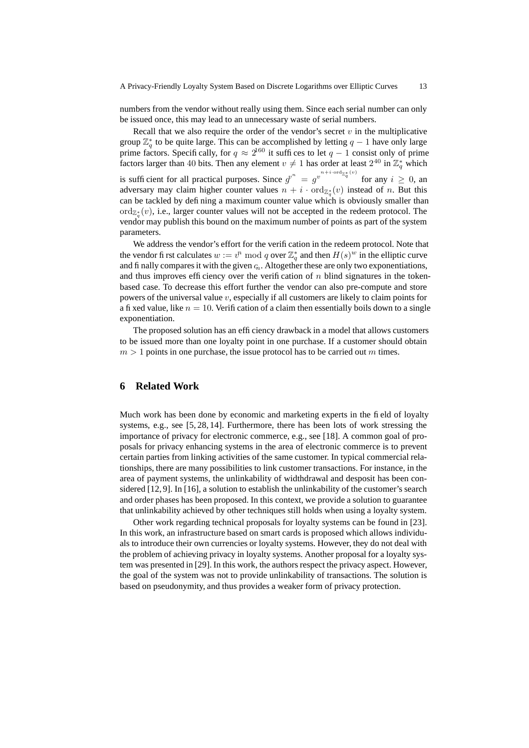numbers from the vendor without really using them. Since each serial number can only be issued once, this may lead to an unnecessary waste of serial numbers.

Recall that we also require the order of the vendor's secret $v$ in the multiplicative group $\mathbb{Z}_q^*$ to be quite large. This can be accomplished by letting $q-1$ have only large prime factors. Specifically, for $q \approx 2^{160}$ it suffices to let $q-1$ consist only of prime factors larger than 40 bits. Then any element $v \neq 1$ has order at least $2^{40}$ in $\mathbb{Z}_q^*$ which is sufficient for all practical purposes. Since $g^{v^n} = g^{v^{n+i\cdot \mathrm{ord}_{\mathbb{Z}_q^*}(v)}}$ for any $i \geq 0$, an adversary may claim higher counter values $n + i \cdot \mathrm{ord}_{\mathbb{Z}_q^*}(v)$ instead of $n$. But this can be tackled by defining a maximum counter value which is obviously smaller than $\mathrm{ord}_{\mathbb{Z}_q^*}(v)$, i.e., larger counter values will not be accepted in the redeem protocol. The vendor may publish this bound on the maximum number of points as part of the system parameters.

We address the vendor's effort for the verification in the redeem protocol. Note that the vendor first calculates $w := v^n \bmod q$ over $\mathbb{Z}_q^*$ and then $H(s)^w$ in the elliptic curve and finally compares it with the given $c_n$. Altogether these are only two exponentiations, and thus improves efficiency over the verification of $n$ blind signatures in the token-based case. To decrease this effort further the vendor can also pre-compute and store powers of the universal value $v$, especially if all customers are likely to claim points for a fixed value, like $n = 10$. Verification of a claim then essentially boils down to a single exponentiation.

The proposed solution has an efficiency drawback in a model that allows customers to be issued more than one loyalty point in one purchase. If a customer should obtain $m > 1$ points in one purchase, the issue protocol has to be carried out $m$ times.

## 6 Related Work

Much work has been done by economic and marketing experts in the field of loyalty systems, e.g., see [5, 28, 14]. Furthermore, there has been lots of work stressing the importance of privacy for electronic commerce, e.g., see [18]. A common goal of proposals for privacy enhancing systems in the area of electronic commerce is to prevent certain parties from linking activities of the same customer. In typical commercial relationships, there are many possibilities to link customer transactions. For instance, in the area of payment systems, the unlinkability of widthdrawal and desposit has been considered [12, 9]. In [16], a solution to establish the unlinkability of the customer's search and order phases has been proposed. In this context, we provide a solution to guarantee that unlinkability achieved by other techniques still holds when using a loyalty system.

Other work regarding technical proposals for loyalty systems can be found in [23]. In this work, an infrastructure based on smart cards is proposed which allows individuals to introduce their own currencies or loyalty systems. However, they do not deal with the problem of achieving privacy in loyalty systems. Another proposal for a loyalty system was presented in [29]. In this work, the authors respect the privacy aspect. However, the goal of the system was not to provide unlinkability of transactions. The solution is based on pseudonymity, and thus provides a weaker form of privacy protection.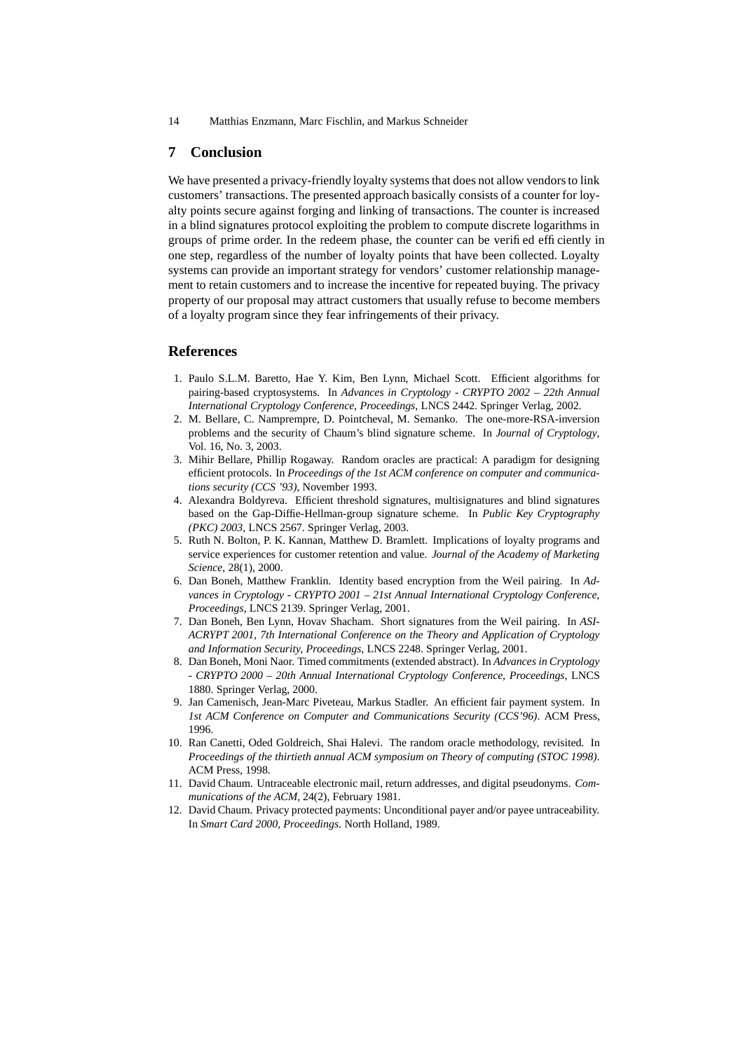## 7 Conclusion

We have presented a privacy-friendly loyalty systems that does not allow vendors to link customers' transactions. The presented approach basically consists of a counter for loyalty points secure against forging and linking of transactions. The counter is increased in a blind signatures protocol exploiting the problem to compute discrete logarithms in groups of prime order. In the redeem phase, the counter can be verified efficiently in one step, regardless of the number of loyalty points that have been collected. Loyalty systems can provide an important strategy for vendors' customer relationship management to retain customers and to increase the incentive for repeated buying. The privacy property of our proposal may attract customers that usually refuse to become members of a loyalty program since they fear infringements of their privacy.

## References

1. Paulo S.L.M. Baretto, Hae Y. Kim, Ben Lynn, Michael Scott. Efficient algorithms for pairing-based cryptosystems. In *Advances in Cryptology - CRYPTO 2002 – 22th Annual International Cryptology Conference, Proceedings*, LNCS 2442. Springer Verlag, 2002.
2. M. Bellare, C. Namprempre, D. Pointcheval, M. Semanko. The one-more-RSA-inversion problems and the security of Chaum's blind signature scheme. In *Journal of Cryptology*, Vol. 16, No. 3, 2003.
3. Mihir Bellare, Phillip Rogaway. Random oracles are practical: A paradigm for designing efficient protocols. In *Proceedings of the 1st ACM conference on computer and communications security (CCS '93)*, November 1993.
4. Alexandra Boldyreva. Efficient threshold signatures, multisignatures and blind signatures based on the Gap-Diffie-Hellman-group signature scheme. In *Public Key Cryptography (PKC) 2003*, LNCS 2567. Springer Verlag, 2003.
5. Ruth N. Bolton, P. K. Kannan, Matthew D. Bramlett. Implications of loyalty programs and service experiences for customer retention and value. *Journal of the Academy of Marketing Science*, 28(1), 2000.
6. Dan Boneh, Matthew Franklin. Identity based encryption from the Weil pairing. In *Advances in Cryptology - CRYPTO 2001 – 21st Annual International Cryptology Conference, Proceedings*, LNCS 2139. Springer Verlag, 2001.
7. Dan Boneh, Ben Lynn, Hovav Shacham. Short signatures from the Weil pairing. In *ASIACRYPT 2001, 7th International Conference on the Theory and Application of Cryptology and Information Security, Proceedings*, LNCS 2248. Springer Verlag, 2001.
8. Dan Boneh, Moni Naor. Timed commitments (extended abstract). In *Advances in Cryptology - CRYPTO 2000 – 20th Annual International Cryptology Conference, Proceedings*, LNCS 1880. Springer Verlag, 2000.
9. Jan Camenisch, Jean-Marc Piveteau, Markus Stadler. An efficient fair payment system. In *1st ACM Conference on Computer and Communications Security (CCS'96)*. ACM Press, 1996.
10. Ran Canetti, Oded Goldreich, Shai Halevi. The random oracle methodology, revisited. In *Proceedings of the thirtieth annual ACM symposium on Theory of computing (STOC 1998)*. ACM Press, 1998.
11. David Chaum. Untraceable electronic mail, return addresses, and digital pseudonyms. *Communications of the ACM*, 24(2), February 1981.
12. David Chaum. Privacy protected payments: Unconditional payer and/or payee untraceability. In *Smart Card 2000, Proceedings*. North Holland, 1989.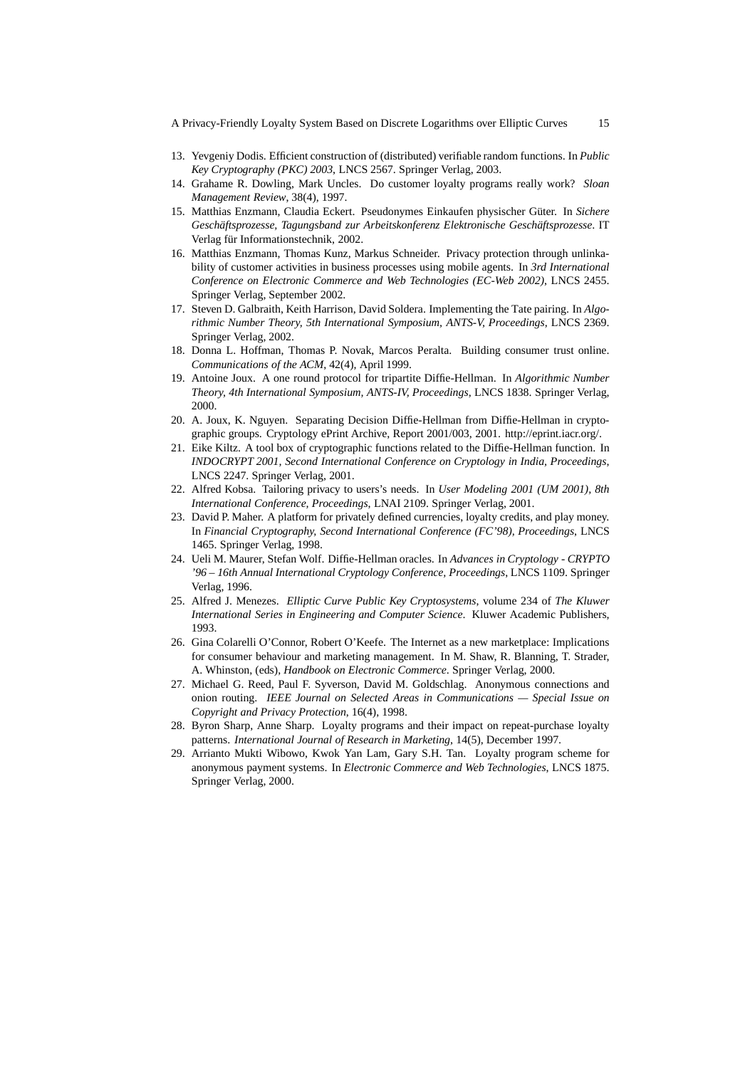13. Yevgeniy Dodis. Efficient construction of (distributed) verifiable random functions. In *Public Key Cryptography (PKC) 2003*, LNCS 2567. Springer Verlag, 2003.
14. Grahame R. Dowling, Mark Uncles. Do customer loyalty programs really work? *Sloan Management Review*, 38(4), 1997.
15. Matthias Enzmann, Claudia Eckert. Pseudonymes Einkaufen physischer Güter. In *Sichere Geschäftsprozesse, Tagungsband zur Arbeitskonferenz Elektronische Geschäftsprozesse*. IT Verlag für Informationstechnik, 2002.
16. Matthias Enzmann, Thomas Kunz, Markus Schneider. Privacy protection through unlinkability of customer activities in business processes using mobile agents. In *3rd International Conference on Electronic Commerce and Web Technologies (EC-Web 2002)*, LNCS 2455. Springer Verlag, September 2002.
17. Steven D. Galbraith, Keith Harrison, David Soldera. Implementing the Tate pairing. In *Algorithmic Number Theory, 5th International Symposium, ANTS-V, Proceedings*, LNCS 2369. Springer Verlag, 2002.
18. Donna L. Hoffman, Thomas P. Novak, Marcos Peralta. Building consumer trust online. *Communications of the ACM*, 42(4), April 1999.
19. Antoine Joux. A one round protocol for tripartite Diffie-Hellman. In *Algorithmic Number Theory, 4th International Symposium, ANTS-IV, Proceedings*, LNCS 1838. Springer Verlag, 2000.
20. A. Joux, K. Nguyen. Separating Decision Diffie-Hellman from Diffie-Hellman in cryptographic groups. Cryptology ePrint Archive, Report 2001/003, 2001. http://eprint.iacr.org/.
21. Eike Kiltz. A tool box of cryptographic functions related to the Diffie-Hellman function. In *INDOCRYPT 2001, Second International Conference on Cryptology in India, Proceedings*, LNCS 2247. Springer Verlag, 2001.
22. Alfred Kobsa. Tailoring privacy to users's needs. In *User Modeling 2001 (UM 2001), 8th International Conference, Proceedings*, LNAI 2109. Springer Verlag, 2001.
23. David P. Maher. A platform for privately defined currencies, loyalty credits, and play money. In *Financial Cryptography, Second International Conference (FC'98), Proceedings*, LNCS 1465. Springer Verlag, 1998.
24. Ueli M. Maurer, Stefan Wolf. Diffie-Hellman oracles. In *Advances in Cryptology - CRYPTO '96 – 16th Annual International Cryptology Conference, Proceedings*, LNCS 1109. Springer Verlag, 1996.
25. Alfred J. Menezes. *Elliptic Curve Public Key Cryptosystems*, volume 234 of *The Kluwer International Series in Engineering and Computer Science*. Kluwer Academic Publishers, 1993.
26. Gina Colarelli O'Connor, Robert O'Keefe. The Internet as a new marketplace: Implications for consumer behaviour and marketing management. In M. Shaw, R. Blanning, T. Strader, A. Whinston, (eds), *Handbook on Electronic Commerce*. Springer Verlag, 2000.
27. Michael G. Reed, Paul F. Syverson, David M. Goldschlag. Anonymous connections and onion routing. *IEEE Journal on Selected Areas in Communications — Special Issue on Copyright and Privacy Protection*, 16(4), 1998.
28. Byron Sharp, Anne Sharp. Loyalty programs and their impact on repeat-purchase loyalty patterns. *International Journal of Research in Marketing*, 14(5), December 1997.
29. Arrianto Mukti Wibowo, Kwok Yan Lam, Gary S.H. Tan. Loyalty program scheme for anonymous payment systems. In *Electronic Commerce and Web Technologies*, LNCS 1875. Springer Verlag, 2000.